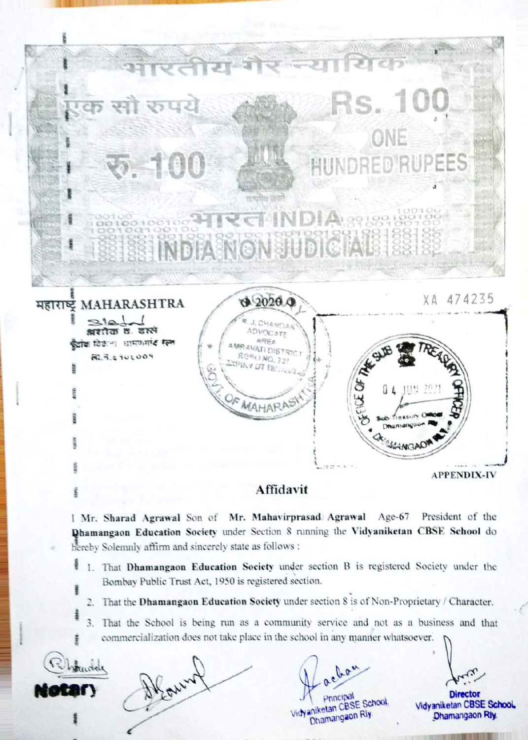भारतीय गैर न्यायिक

एक सौ रुपये

Rs. 100

ONE HUNDRED RUPEES

रु. 100

भारत INDIA

INDIA NON JUDICIAL

महाराष्ट्र MAHARASHTRA

2020

XA 474235

APPENDIX-IV

## Affidavit

I **Mr. Sharad Agrawal** Son of **Mr. Mahavirprasad Agrawal** Age-67 President of the **Dhamangaon Education Society** under Section 8 running the **Vidyaniketan CBSE School** do hereby Solemnly affirm and sincerely state as follows :

1. That **Dhamangaon Education Society** under section B is registered Society under the Bombay Public Trust Act, 1950 is registered section.
2. That the **Dhamangaon Education Society** under section 8 is of Non-Proprietary / Character.
3. That the School is being run as a community service and not as a business and that commercialization does not take place in the school in any manner whatsoever.

Notary

Principal
Vidyaniketan CBSE School,
Dhamangaon Rly.

Director
Vidyaniketan CBSE School,
Dhamangaon Rly.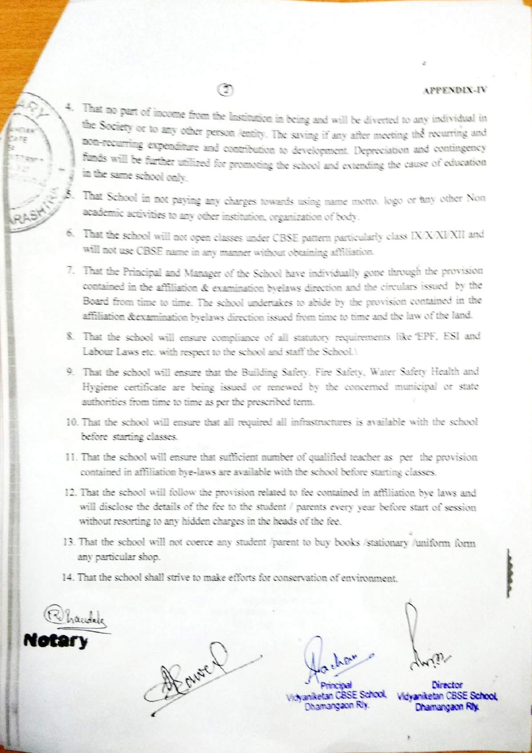**APPENDIX-IV**

4. That no part of income from the Institution in being and will be diverted to any individual in the Society or to any other person /entity. The saving if any after meeting the recurring and non-recurring expenditure and contribution to development. Depreciation and contingency funds will be further utilized for promoting the school and extending the cause of education in the same school only.

5. That School in not paying any charges towards using name motto. logo or any other Non academic activities to any other institution, organization of body.

6. That the school will not open classes under CBSE pattern particularly class IX/X/XI/XII and will not use CBSE name in any manner without obtaining affiliation.

7. That the Principal and Manager of the School have individually gone through the provision contained in the affiliation & examination byelaws direction and the circulars issued by the Board from time to time. The school undertakes to abide by the provision contained in the affiliation &examination byelaws direction issued from time to time and the law of the land.

8. That the school will ensure compliance of all statutory requirements like 'EPF, ESI and Labour Laws etc. with respect to the school and staff the School.

9. That the school will ensure that the Building Safety. Fire Safety, Water Safety Health and Hygiene certificate are being issued or renewed by the concerned municipal or state authorities from time to time as per the prescribed term.

10. That the school will ensure that all required all infrastructures is available with the school before starting classes.

11. That the school will ensure that sufficient number of qualified teacher as per the provision contained in affiliation bye-laws are available with the school before starting classes.

12. That the school will follow the provision related to fee contained in affiliation bye laws and will disclose the details of the fee to the student / parents every year before start of session without resorting to any hidden charges in the heads of the fee.

13. That the school will not coerce any student /parent to buy books /stationary /uniform form any particular shop.

14. That the school shall strive to make efforts for conservation of environment.

**Notary**

Principal
Vidyaniketan CBSE School,
Dhamangaon Rly.

Director
Vidyaniketan CBSE School,
Dhamangaon Rly.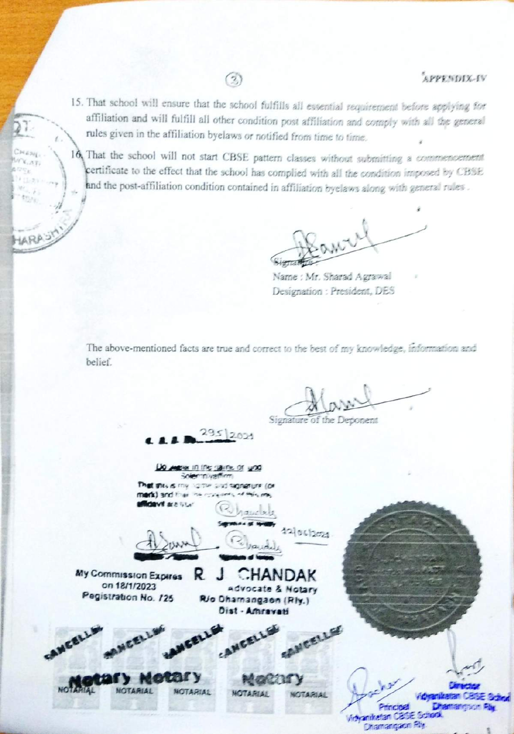APPENDIX-IV

15. That school will ensure that the school fulfills all essential requirement before applying for affiliation and will fulfill all other condition post affiliation and comply with all the general rules given in the affiliation byelaws or notified from time to time.

16. That the school will not start CBSE pattern classes without submitting a commencement certificate to the effect that the school has complied with all the condition imposed by CBSE and the post-affiliation condition contained in affiliation byelaws along with general rules.

Signature :
Name : Mr. Sharad Agrawal
Designation : President, DES

The above-mentioned facts are true and correct to the best of my knowledge, information and belief.

Signature of the Deponent

295/2021

Do swear in the name of god / Solemnly affirm
That this is my name and signature (or mark) and that the contents of this my affidavit are true

Signature of Identifier

12/06/2021

Signature of Deponent   Signature of Identifier

My Commission Expires on 18/1/2023
Registration No. 725

R. J. CHANDAK
Advocate & Notary
R/o Dhamangaon (Rly.)
Dist - Amravati

CANCELLED CANCELLED CANCELLED CANCELLED CANCELLED
Notary Notary Notary
NOTARIAL NOTARIAL NOTARIAL NOTARIAL NOTARIAL

Principal
Vidyaniketan CBSE School
Dhamangaon Rly.

Director
Vidyaniketan CBSE School
Dhamangaon Rly.